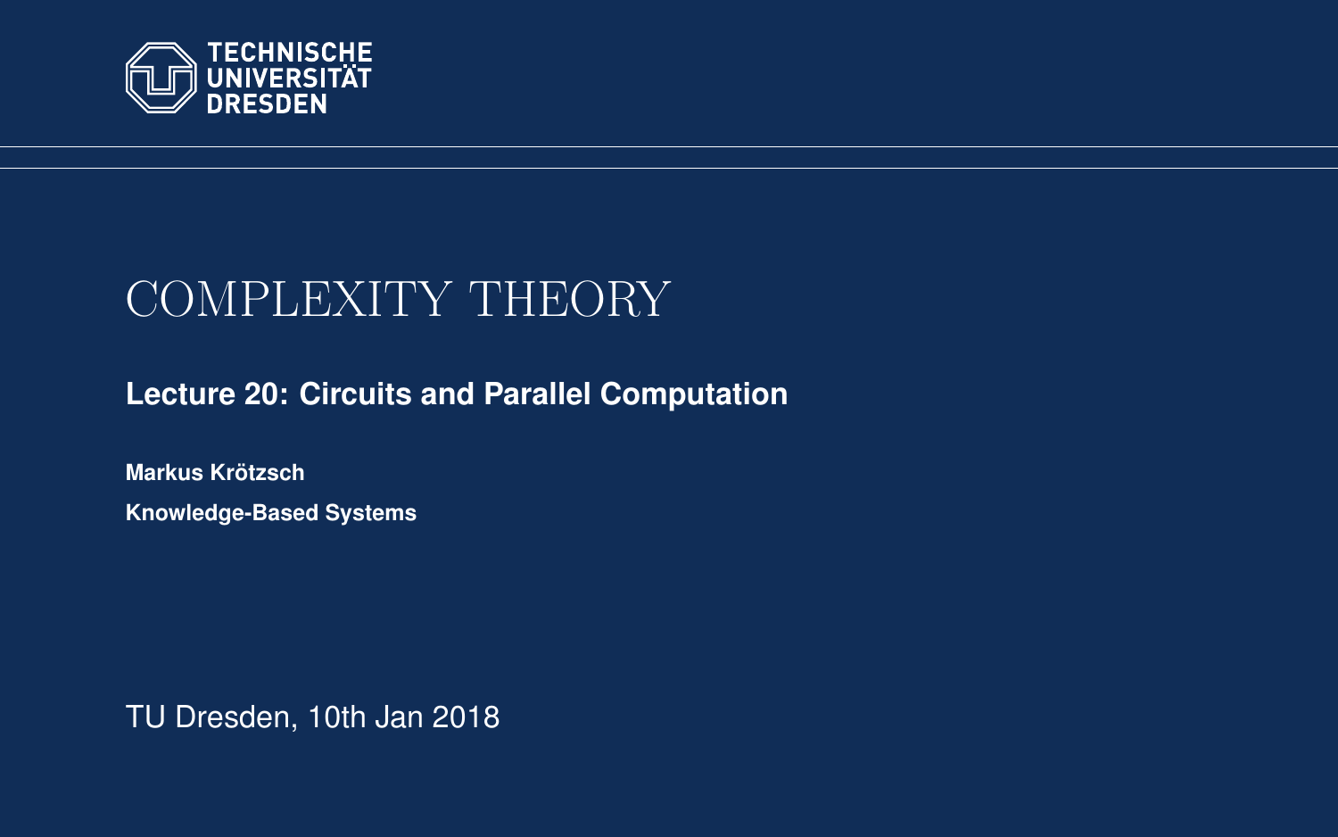TECHNISCHE UNIVERSITÄT DRESDEN

# COMPLEXITY THEORY

## Lecture 20: Circuits and Parallel Computation

**Markus Krötzsch**

**Knowledge-Based Systems**

TU Dresden, 10th Jan 2018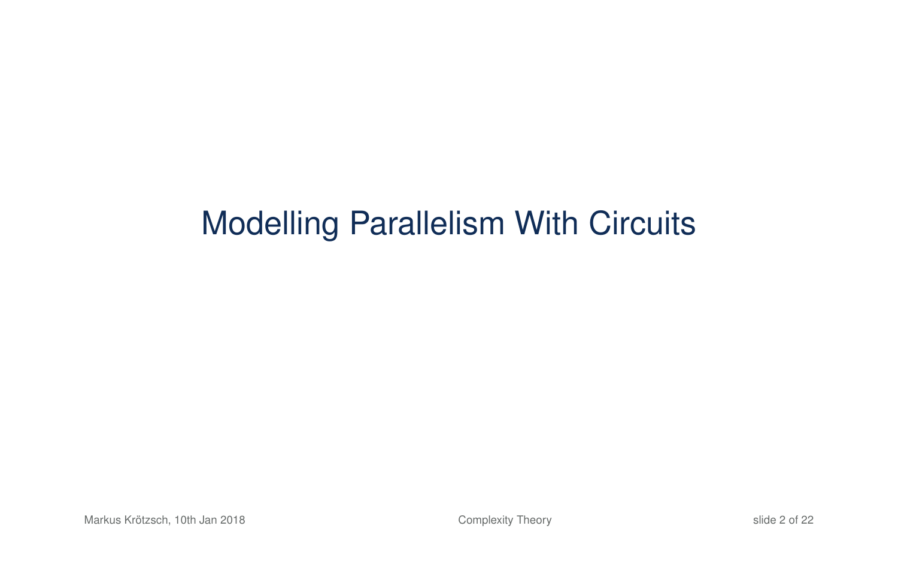# Modelling Parallelism With Circuits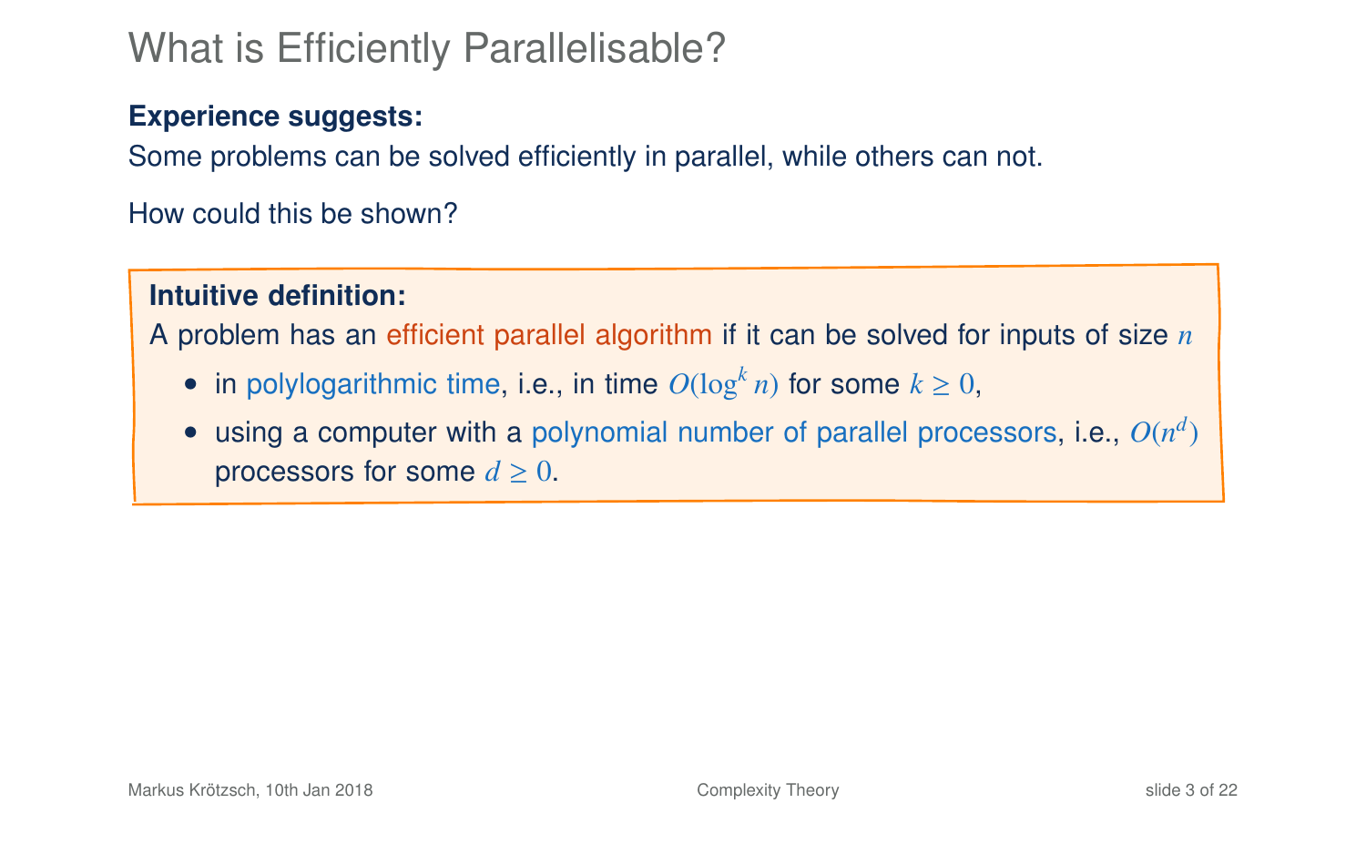# What is Efficiently Parallelisable?

**Experience suggests:**
Some problems can be solved efficiently in parallel, while others can not.

How could this be shown?

**Intuitive definition:**
A problem has an efficient parallel algorithm if it can be solved for inputs of size $n$

- in polylogarithmic time, i.e., in time $O(\log^k n)$ for some $k \geq 0$,
- using a computer with a polynomial number of parallel processors, i.e., $O(n^d)$ processors for some $d \geq 0$.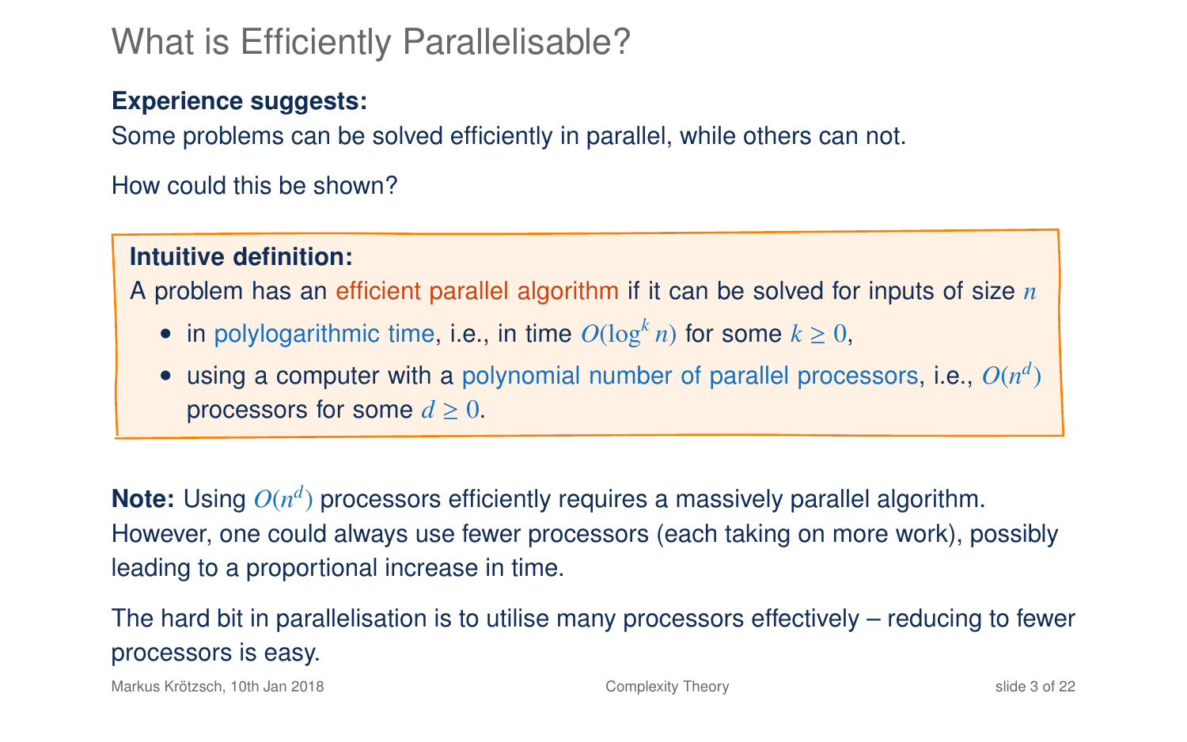# What is Efficiently Parallelisable?

**Experience suggests:**
Some problems can be solved efficiently in parallel, while others can not.

How could this be shown?

> **Intuitive definition:**
> A problem has an efficient parallel algorithm if it can be solved for inputs of size $n$
>
> - in polylogarithmic time, i.e., in time $O(\log^k n)$ for some $k \geq 0$,
> - using a computer with a polynomial number of parallel processors, i.e., $O(n^d)$ processors for some $d \geq 0$.

**Note:** Using $O(n^d)$ processors efficiently requires a massively parallel algorithm. However, one could always use fewer processors (each taking on more work), possibly leading to a proportional increase in time.

The hard bit in parallelisation is to utilise many processors effectively – reducing to fewer processors is easy.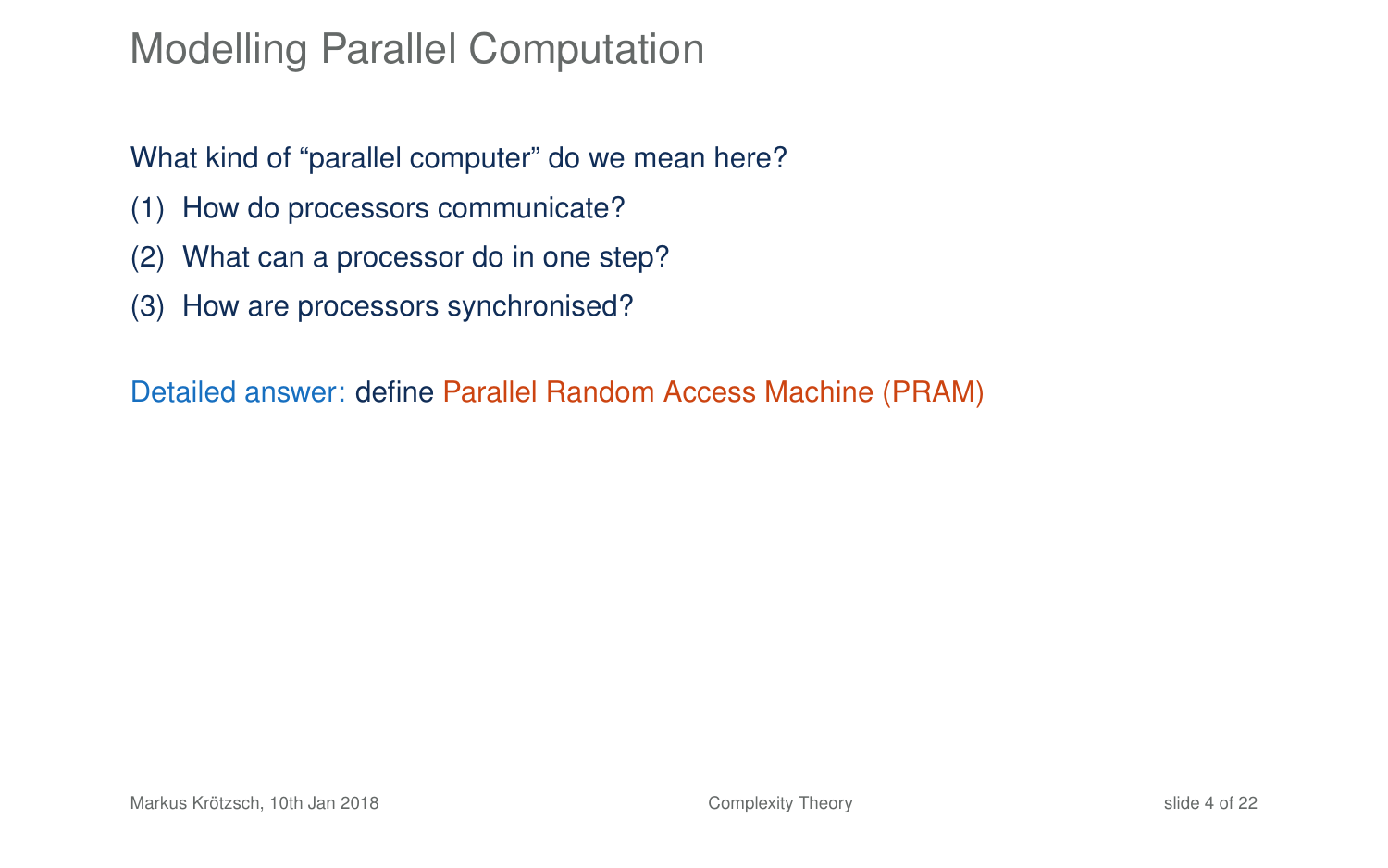# Modelling Parallel Computation

What kind of “parallel computer” do we mean here?

(1) How do processors communicate?

(2) What can a processor do in one step?

(3) How are processors synchronised?

Detailed answer: define Parallel Random Access Machine (PRAM)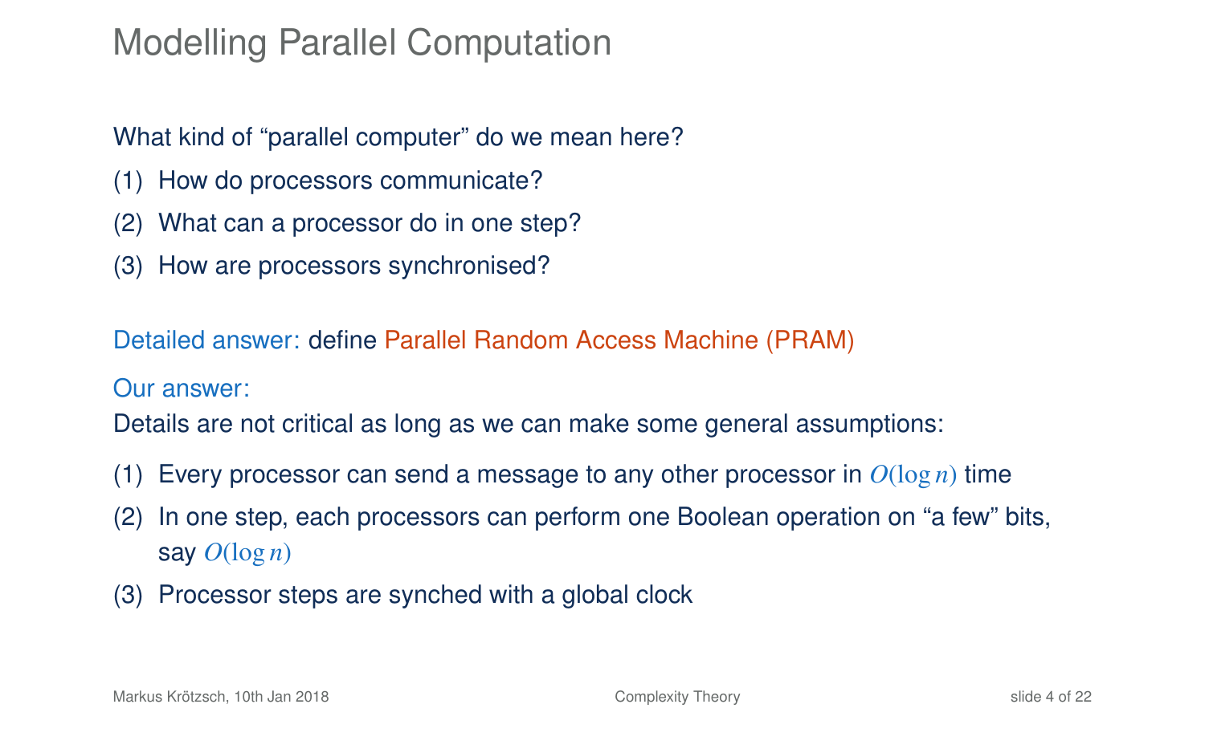# Modelling Parallel Computation

What kind of "parallel computer" do we mean here?

(1) How do processors communicate?

(2) What can a processor do in one step?

(3) How are processors synchronised?

Detailed answer: define Parallel Random Access Machine (PRAM)

Our answer:

Details are not critical as long as we can make some general assumptions:

(1) Every processor can send a message to any other processor in $O(\log n)$ time

(2) In one step, each processors can perform one Boolean operation on "a few" bits, say $O(\log n)$

(3) Processor steps are synched with a global clock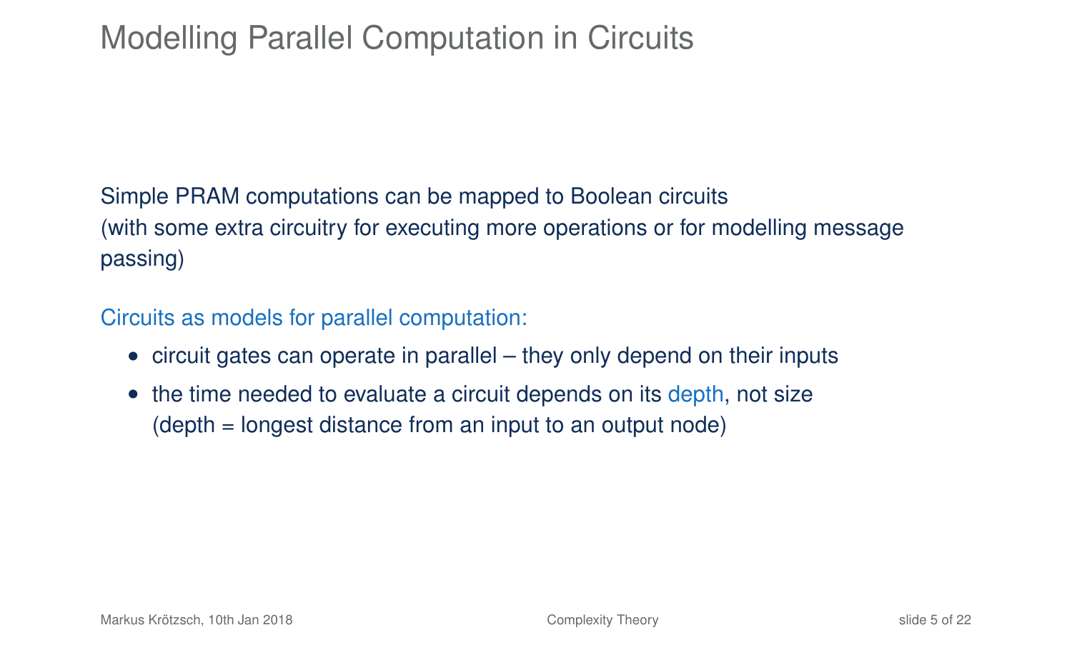# Modelling Parallel Computation in Circuits

Simple PRAM computations can be mapped to Boolean circuits
(with some extra circuitry for executing more operations or for modelling message passing)

Circuits as models for parallel computation:

- circuit gates can operate in parallel – they only depend on their inputs
- the time needed to evaluate a circuit depends on its depth, not size
  (depth = longest distance from an input to an output node)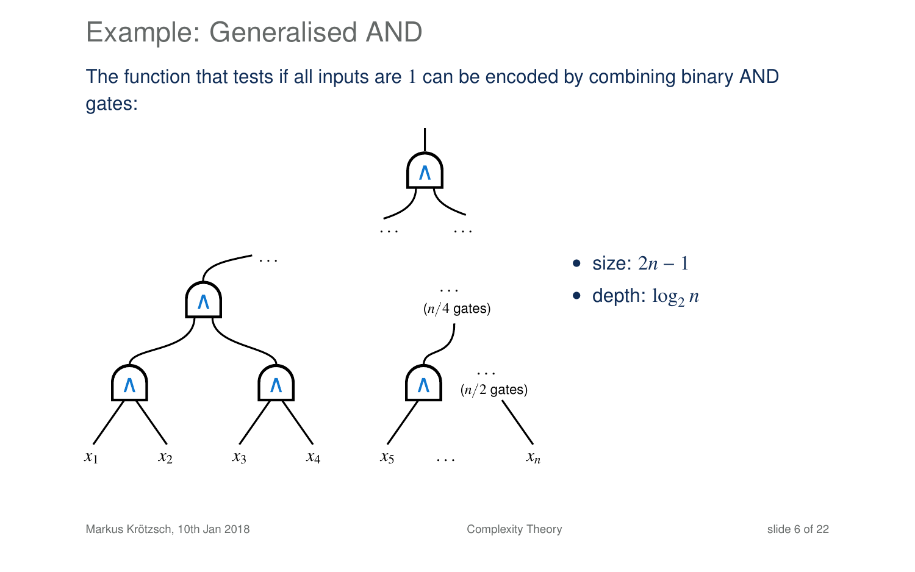# Example: Generalised AND

The function that tests if all inputs are $1$ can be encoded by combining binary AND gates:

- size: $2n - 1$
- depth: $\log_2 n$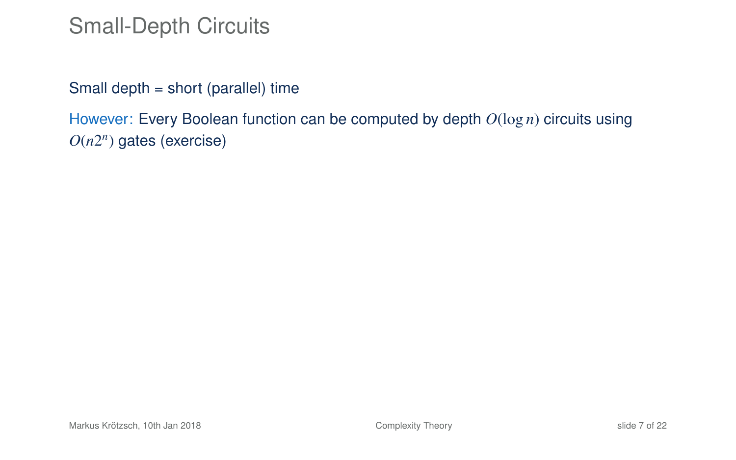# Small-Depth Circuits

Small depth = short (parallel) time

However: Every Boolean function can be computed by depth $O(\log n)$ circuits using $O(n2^n)$ gates (exercise)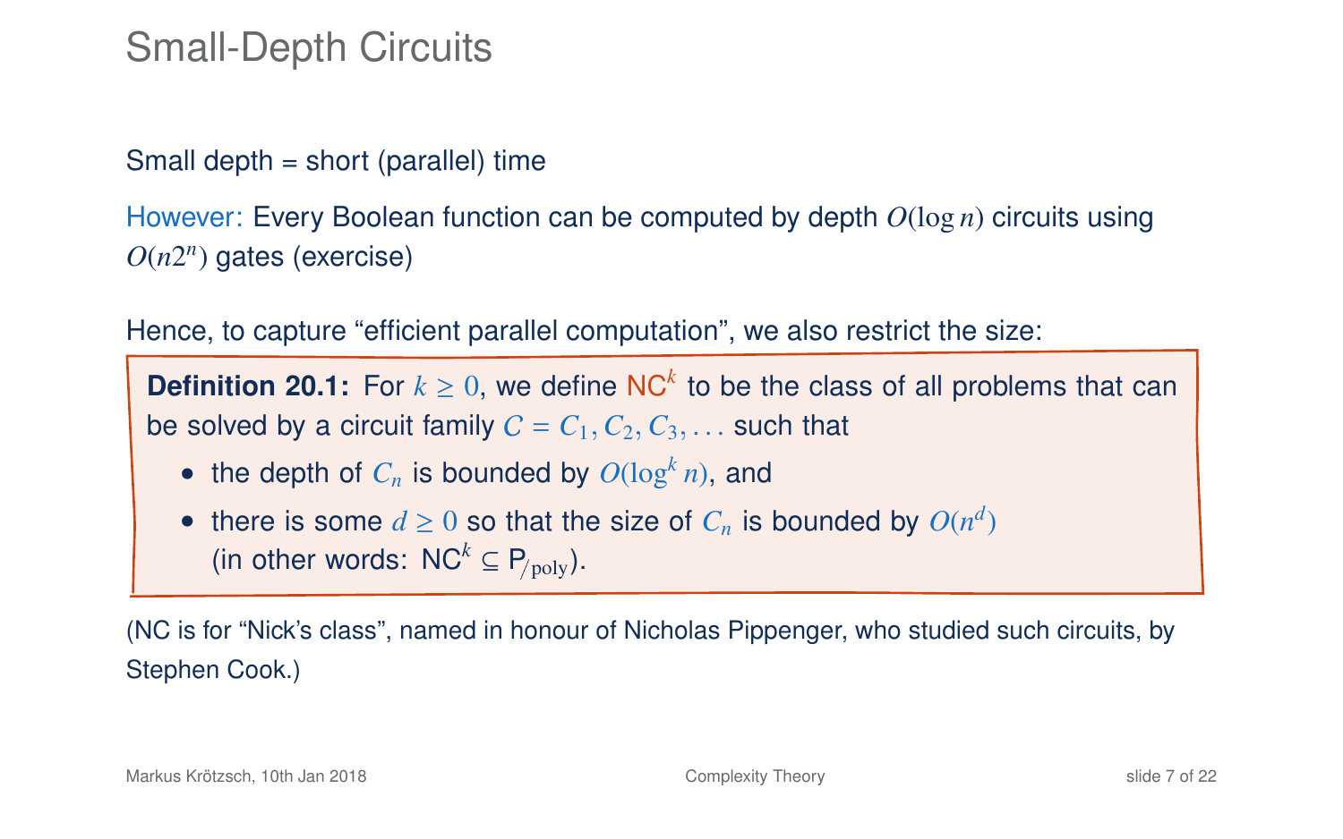# Small-Depth Circuits

Small depth = short (parallel) time

However: Every Boolean function can be computed by depth $O(\log n)$ circuits using $O(n2^n)$ gates (exercise)

Hence, to capture "efficient parallel computation", we also restrict the size:

**Definition 20.1:** For $k \geq 0$, we define $\mathsf{NC}^k$ to be the class of all problems that can be solved by a circuit family $\mathcal{C} = \mathcal{C}_1, \mathcal{C}_2, \mathcal{C}_3, \ldots$ such that

- the depth of $\mathcal{C}_n$ is bounded by $O(\log^k n)$, and
- there is some $d \geq 0$ so that the size of $\mathcal{C}_n$ is bounded by $O(n^d)$ (in other words: $\mathsf{NC}^k \subseteq \mathsf{P}_{/\mathrm{poly}}$).

(NC is for "Nick's class", named in honour of Nicholas Pippenger, who studied such circuits, by Stephen Cook.)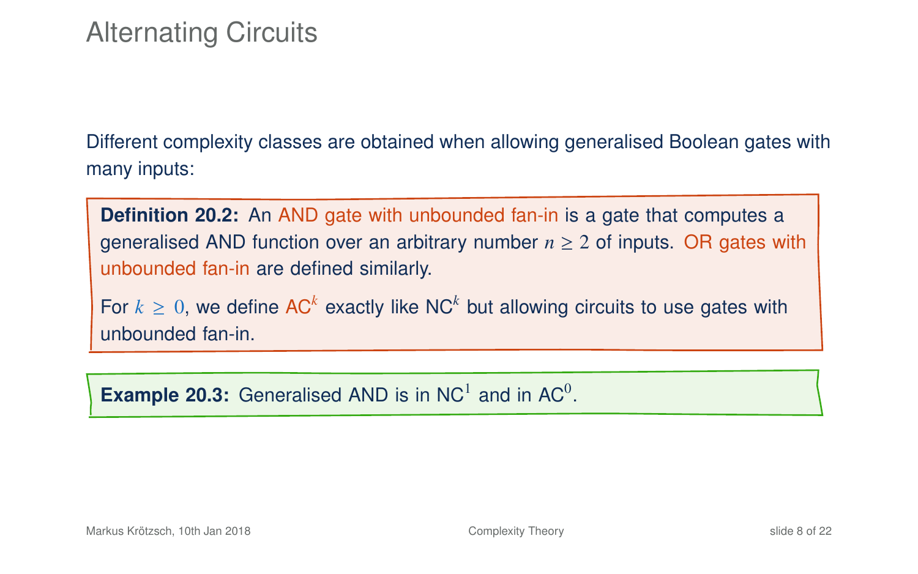# Alternating Circuits

Different complexity classes are obtained when allowing generalised Boolean gates with many inputs:

**Definition 20.2:** An AND gate with unbounded fan-in is a gate that computes a generalised AND function over an arbitrary number $n \geq 2$ of inputs. OR gates with unbounded fan-in are defined similarly.

For $k \geq 0$, we define $\mathsf{AC}^k$ exactly like $\mathsf{NC}^k$ but allowing circuits to use gates with unbounded fan-in.

**Example 20.3:** Generalised AND is in $\mathsf{NC}^1$ and in $\mathsf{AC}^0$.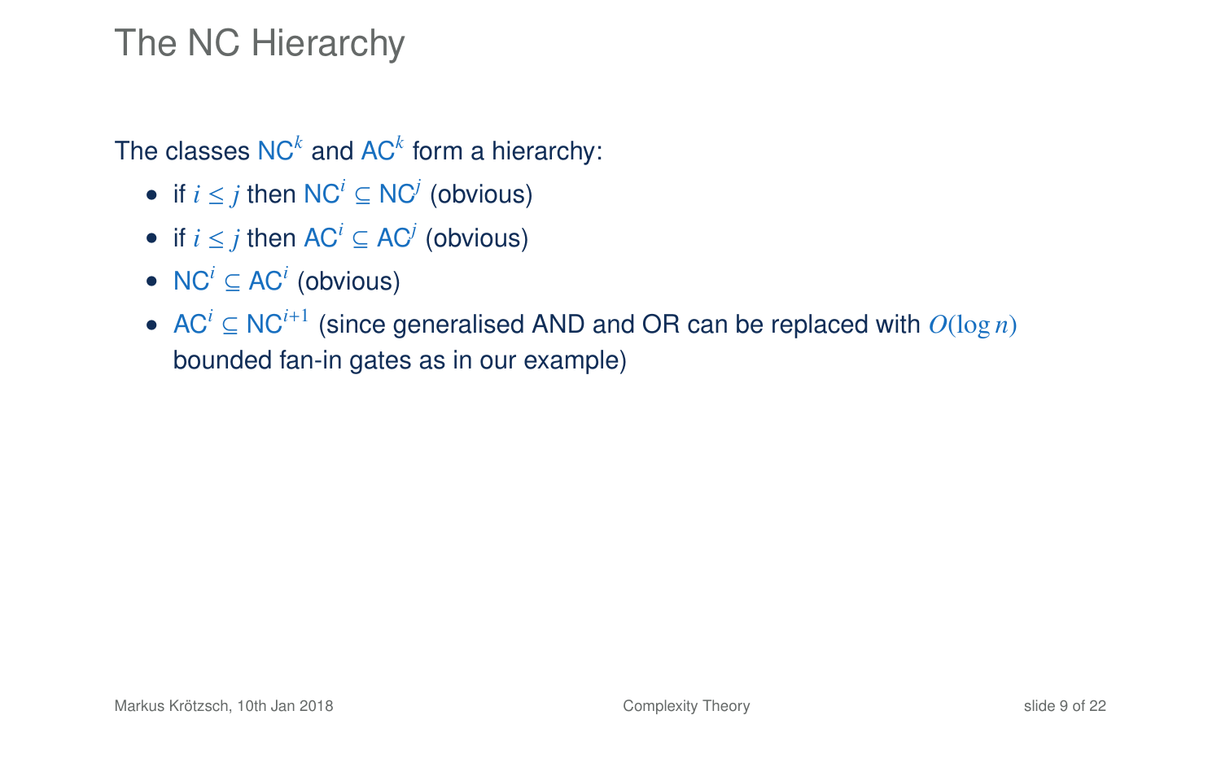# The NC Hierarchy

The classes $\mathsf{NC}^k$ and $\mathsf{AC}^k$ form a hierarchy:

- if $i \leq j$ then $\mathsf{NC}^i \subseteq \mathsf{NC}^j$ (obvious)
- if $i \leq j$ then $\mathsf{AC}^i \subseteq \mathsf{AC}^j$ (obvious)
- $\mathsf{NC}^i \subseteq \mathsf{AC}^i$ (obvious)
- $\mathsf{AC}^i \subseteq \mathsf{NC}^{i+1}$ (since generalised AND and OR can be replaced with $O(\log n)$ bounded fan-in gates as in our example)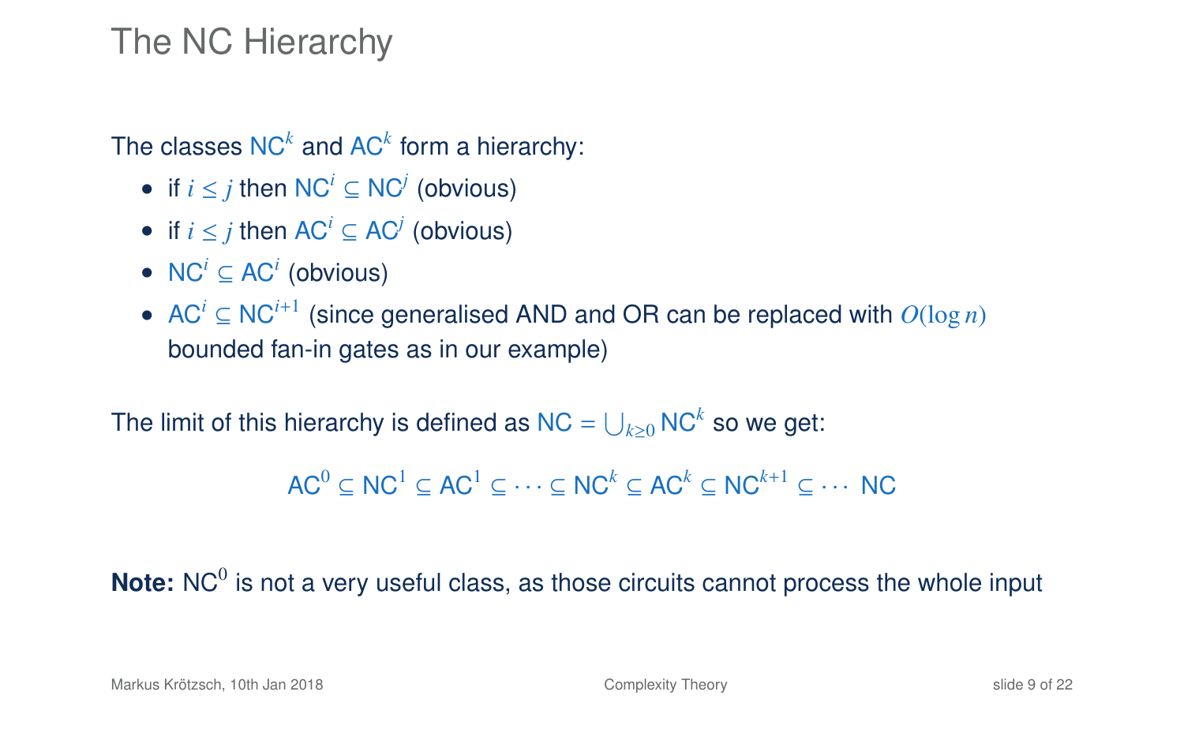# The NC Hierarchy

The classes $\mathsf{NC}^k$ and $\mathsf{AC}^k$ form a hierarchy:

- if $i \leq j$ then $\mathsf{NC}^i \subseteq \mathsf{NC}^j$ (obvious)
- if $i \leq j$ then $\mathsf{AC}^i \subseteq \mathsf{AC}^j$ (obvious)
- $\mathsf{NC}^i \subseteq \mathsf{AC}^i$ (obvious)
- $\mathsf{AC}^i \subseteq \mathsf{NC}^{i+1}$ (since generalised AND and OR can be replaced with $O(\log n)$ bounded fan-in gates as in our example)

The limit of this hierarchy is defined as $\mathsf{NC} = \bigcup_{k \geq 0} \mathsf{NC}^k$ so we get:

$$\mathsf{AC}^0 \subseteq \mathsf{NC}^1 \subseteq \mathsf{AC}^1 \subseteq \cdots \subseteq \mathsf{NC}^k \subseteq \mathsf{AC}^k \subseteq \mathsf{NC}^{k+1} \subseteq \cdots \;\; \mathsf{NC}$$

**Note:** $\mathsf{NC}^0$ is not a very useful class, as those circuits cannot process the whole input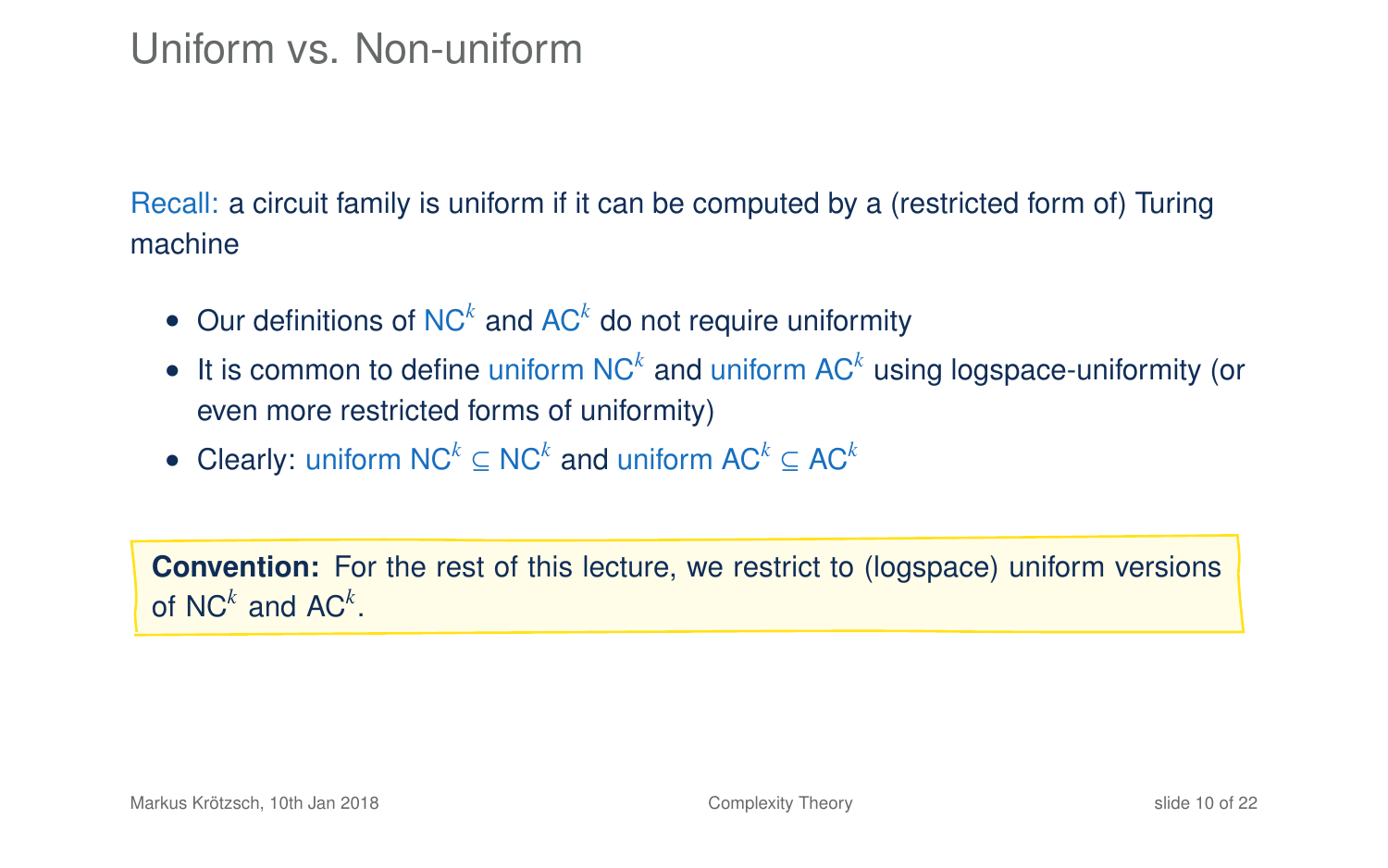# Uniform vs. Non-uniform

Recall: a circuit family is uniform if it can be computed by a (restricted form of) Turing machine

- Our definitions of $\mathsf{NC}^k$ and $\mathsf{AC}^k$ do not require uniformity
- It is common to define uniform $\mathsf{NC}^k$ and uniform $\mathsf{AC}^k$ using logspace-uniformity (or even more restricted forms of uniformity)
- Clearly: uniform $\mathsf{NC}^k \subseteq \mathsf{NC}^k$ and uniform $\mathsf{AC}^k \subseteq \mathsf{AC}^k$

**Convention:** For the rest of this lecture, we restrict to (logspace) uniform versions of $\mathsf{NC}^k$ and $\mathsf{AC}^k$.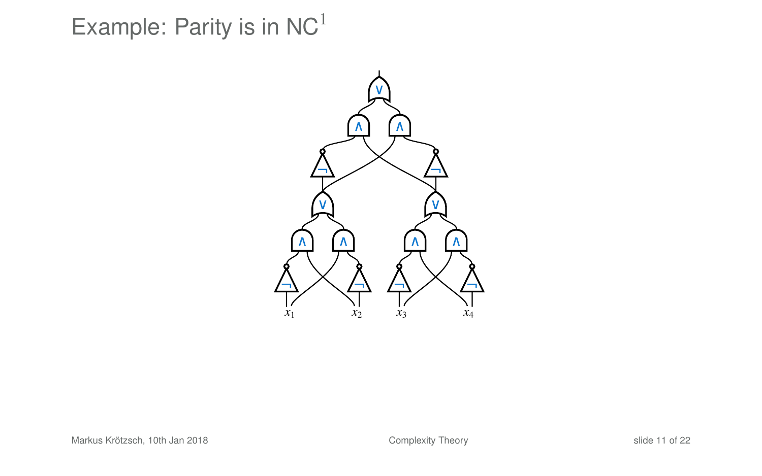# Example: Parity is in $NC^1$

$x_1$ $x_2$ $x_3$ $x_4$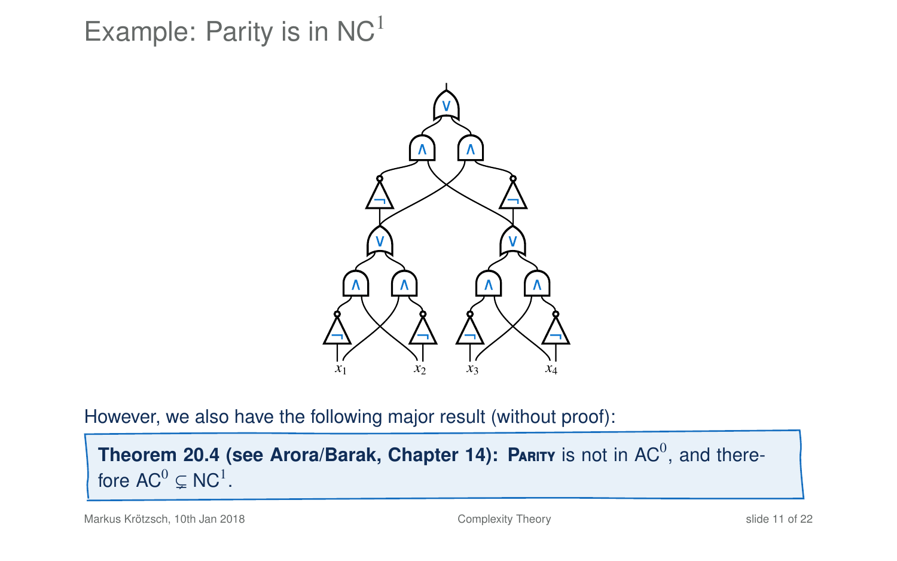# Example: Parity is in $\mathsf{NC}^1$

However, we also have the following major result (without proof):

**Theorem 20.4 (see Arora/Barak, Chapter 14): Parity** is not in $\mathsf{AC}^0$, and therefore $\mathsf{AC}^0 \subsetneq \mathsf{NC}^1$.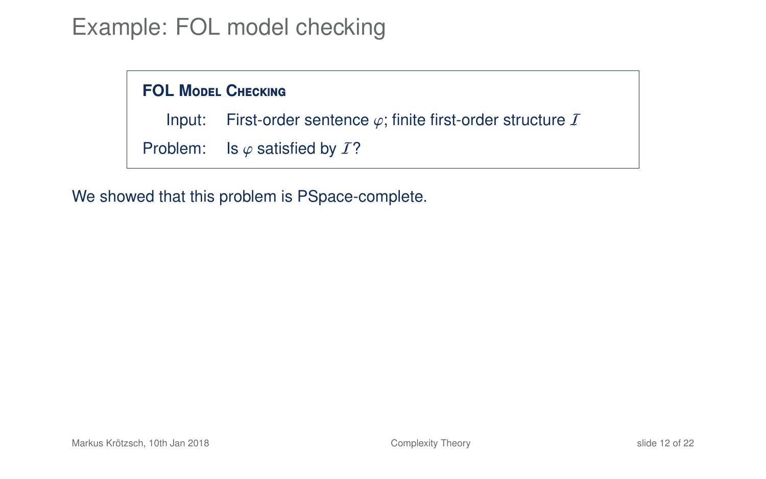# Example: FOL model checking

**FOL Model Checking**

Input: First-order sentence $\varphi$; finite first-order structure $\mathcal{I}$

Problem: Is $\varphi$ satisfied by $\mathcal{I}$?

We showed that this problem is PSpace-complete.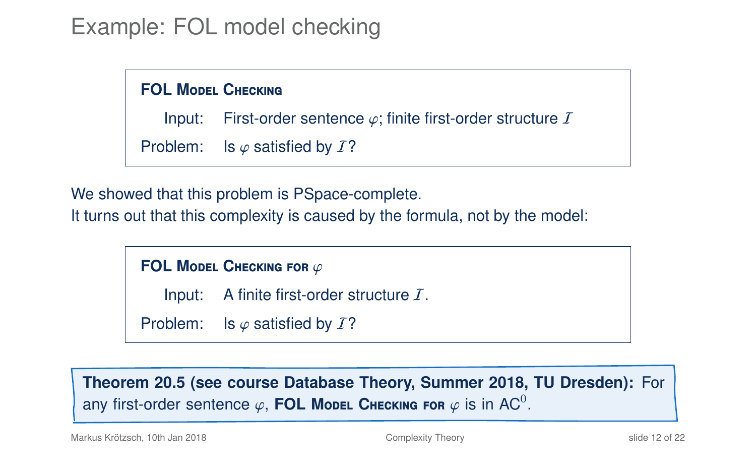# Example: FOL model checking

> **FOL Model Checking**
>
> Input: First-order sentence $\varphi$; finite first-order structure $\mathcal{I}$
>
> Problem: Is $\varphi$ satisfied by $\mathcal{I}$?

We showed that this problem is PSpace-complete.
It turns out that this complexity is caused by the formula, not by the model:

> **FOL Model Checking for $\varphi$**
>
> Input: A finite first-order structure $\mathcal{I}$.
>
> Problem: Is $\varphi$ satisfied by $\mathcal{I}$?

**Theorem 20.5 (see course Database Theory, Summer 2018, TU Dresden):** For any first-order sentence $\varphi$, **FOL Model Checking for $\varphi$** is in $AC^0$.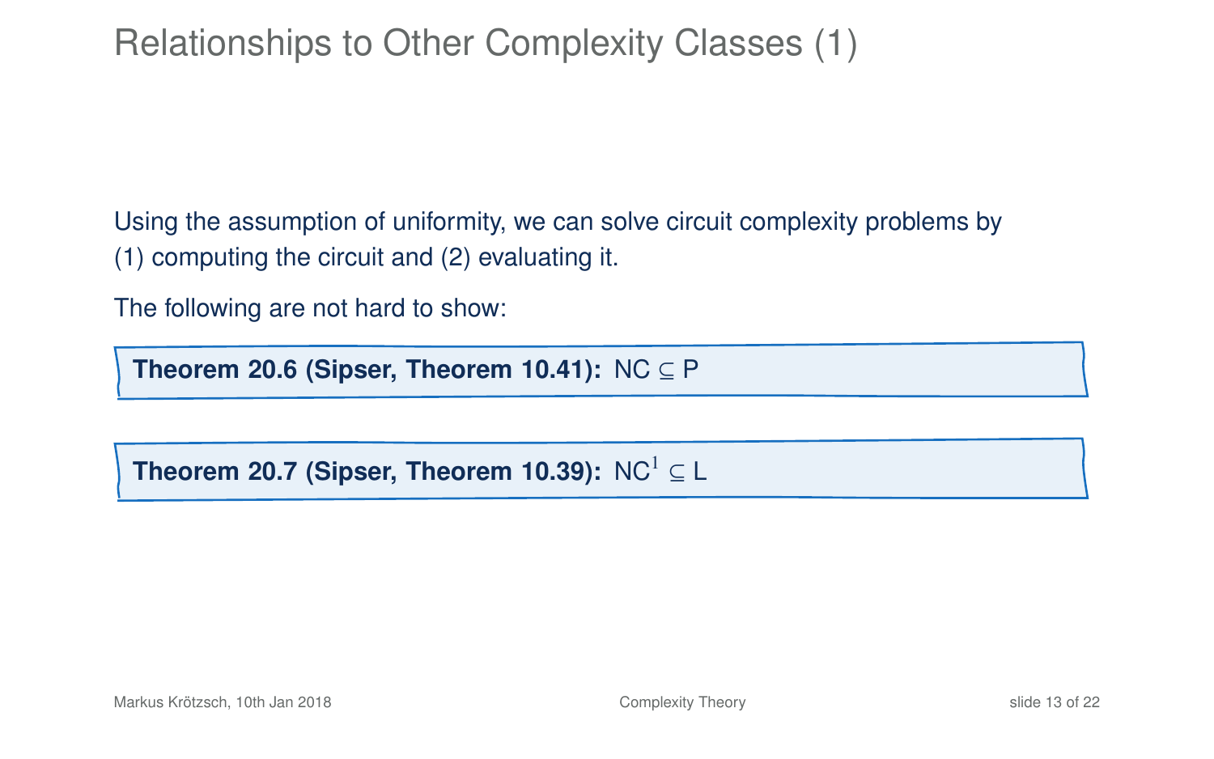# Relationships to Other Complexity Classes (1)

Using the assumption of uniformity, we can solve circuit complexity problems by (1) computing the circuit and (2) evaluating it.

The following are not hard to show:

**Theorem 20.6 (Sipser, Theorem 10.41):** NC $\subseteq$ P

**Theorem 20.7 (Sipser, Theorem 10.39):** $\mathrm{NC}^1 \subseteq$ L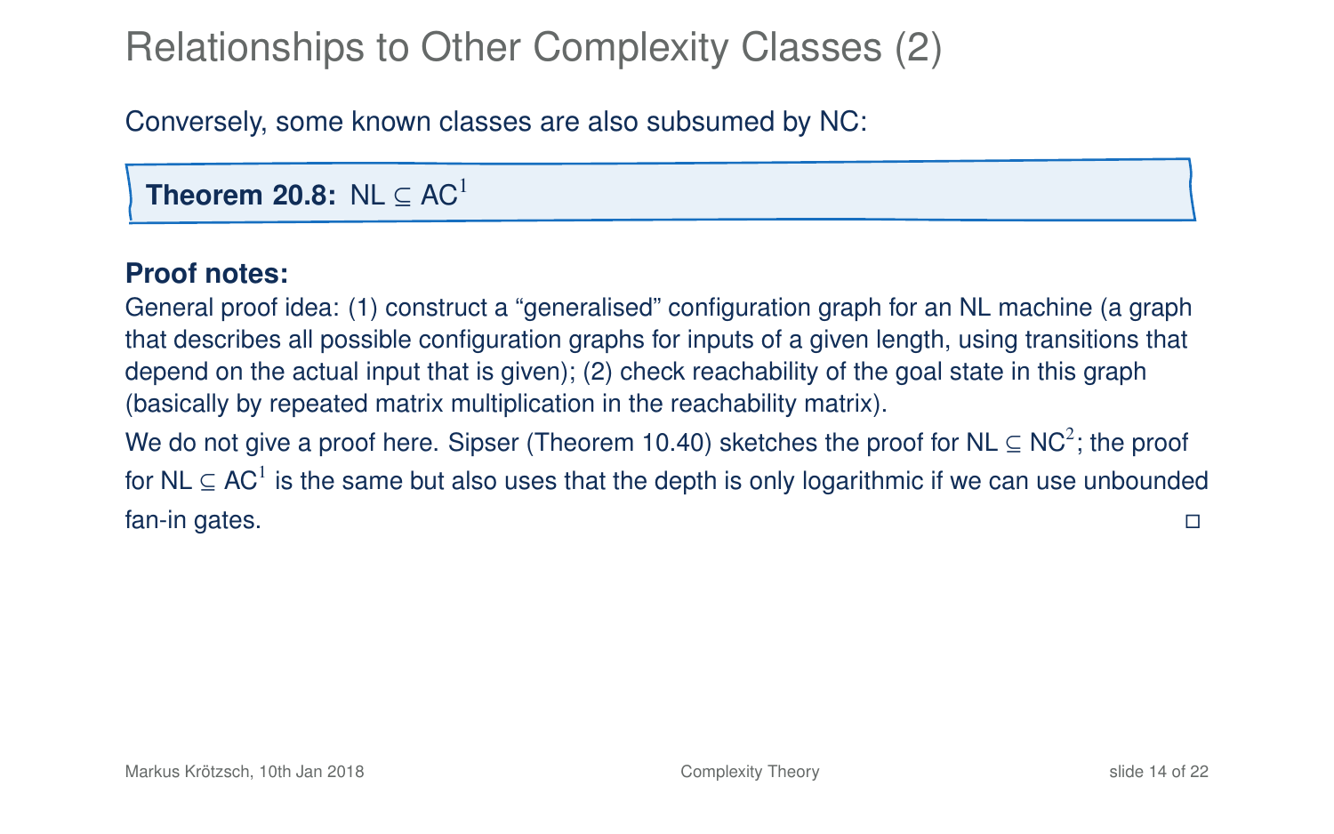# Relationships to Other Complexity Classes (2)

Conversely, some known classes are also subsumed by NC:

**Theorem 20.8:** $\mathsf{NL} \subseteq \mathsf{AC}^1$

**Proof notes:**
General proof idea: (1) construct a "generalised" configuration graph for an NL machine (a graph that describes all possible configuration graphs for inputs of a given length, using transitions that depend on the actual input that is given); (2) check reachability of the goal state in this graph (basically by repeated matrix multiplication in the reachability matrix).

We do not give a proof here. Sipser (Theorem 10.40) sketches the proof for $\mathsf{NL} \subseteq \mathsf{NC}^2$; the proof for $\mathsf{NL} \subseteq \mathsf{AC}^1$ is the same but also uses that the depth is only logarithmic if we can use unbounded fan-in gates. □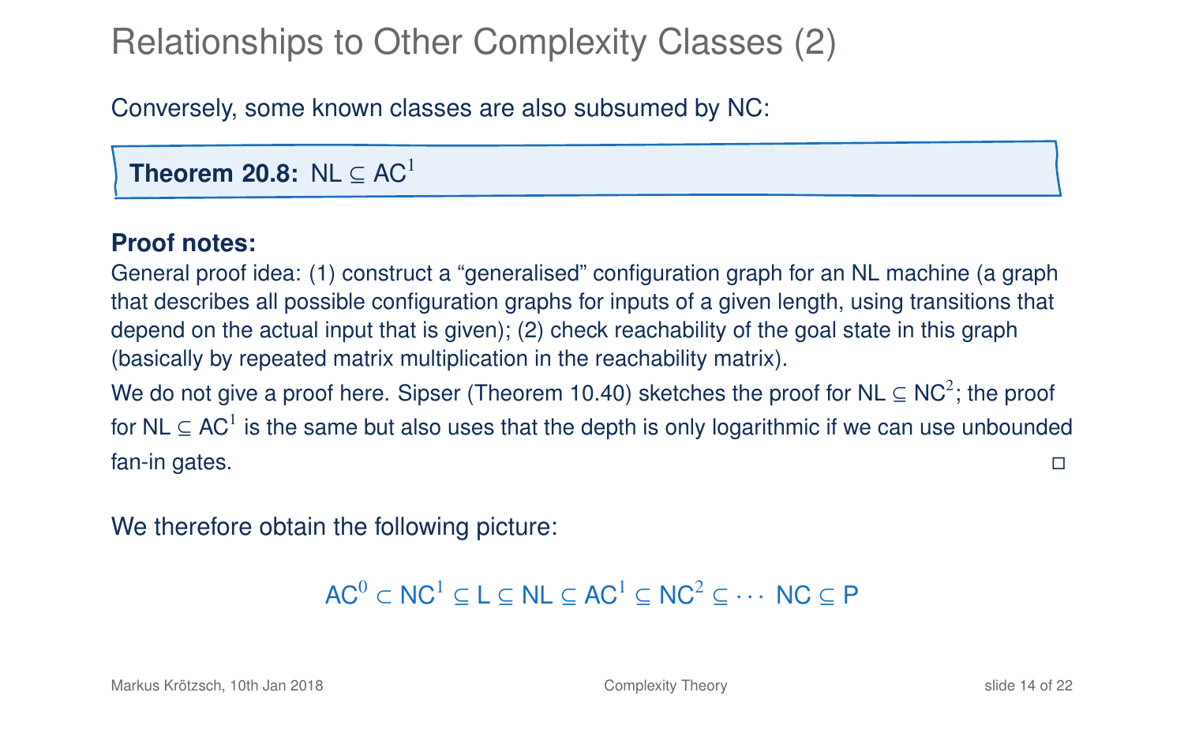# Relationships to Other Complexity Classes (2)

Conversely, some known classes are also subsumed by NC:

**Theorem 20.8:** $\mathsf{NL} \subseteq \mathsf{AC}^1$

**Proof notes:**
General proof idea: (1) construct a "generalised" configuration graph for an NL machine (a graph that describes all possible configuration graphs for inputs of a given length, using transitions that depend on the actual input that is given); (2) check reachability of the goal state in this graph (basically by repeated matrix multiplication in the reachability matrix).

We do not give a proof here. Sipser (Theorem 10.40) sketches the proof for $\mathsf{NL} \subseteq \mathsf{NC}^2$; the proof for $\mathsf{NL} \subseteq \mathsf{AC}^1$ is the same but also uses that the depth is only logarithmic if we can use unbounded fan-in gates. □

We therefore obtain the following picture:

$$\mathsf{AC}^0 \subset \mathsf{NC}^1 \subseteq \mathsf{L} \subseteq \mathsf{NL} \subseteq \mathsf{AC}^1 \subseteq \mathsf{NC}^2 \subseteq \cdots \; \mathsf{NC} \subseteq \mathsf{P}$$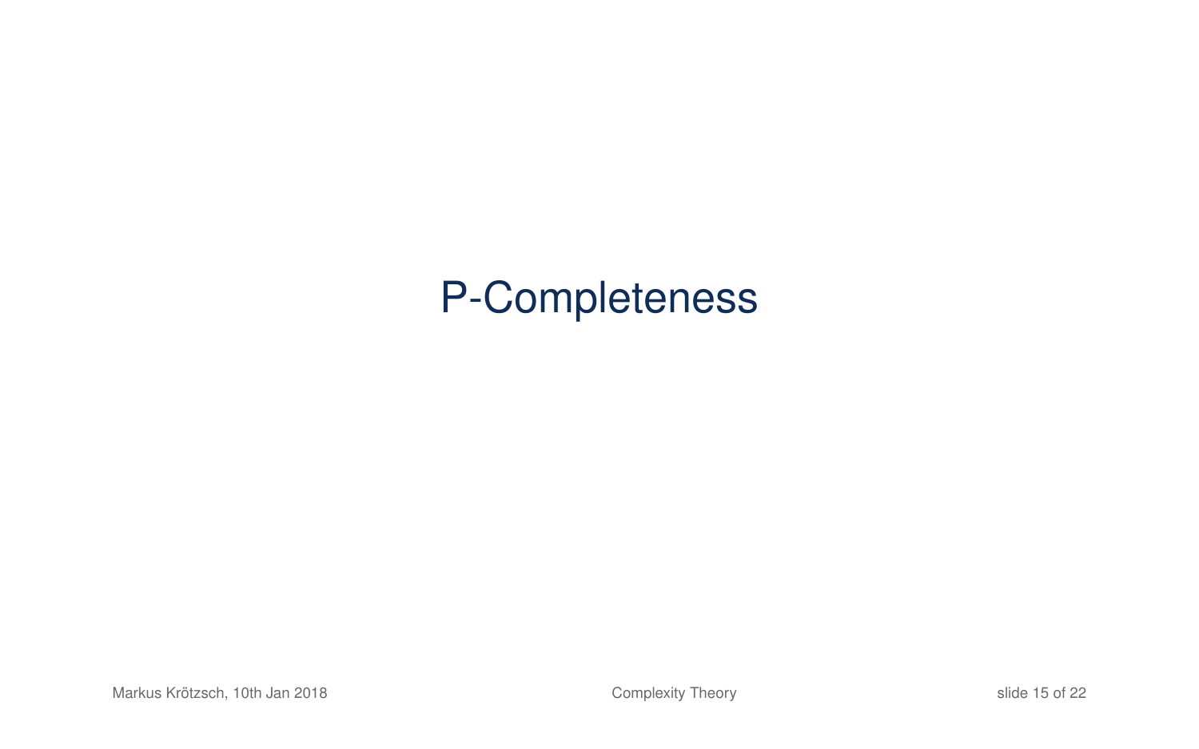# P-Completeness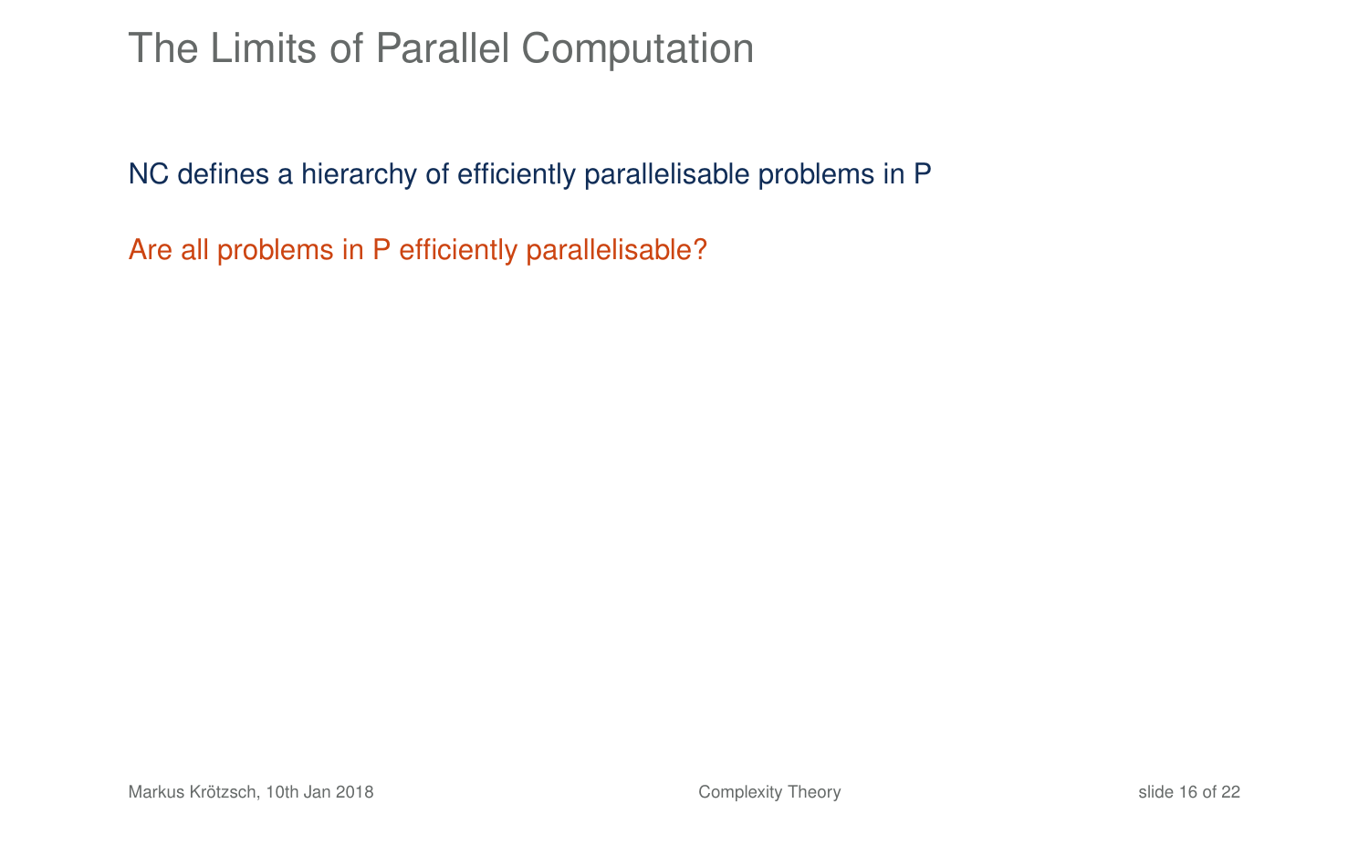# The Limits of Parallel Computation

NC defines a hierarchy of efficiently parallelisable problems in P

Are all problems in P efficiently parallelisable?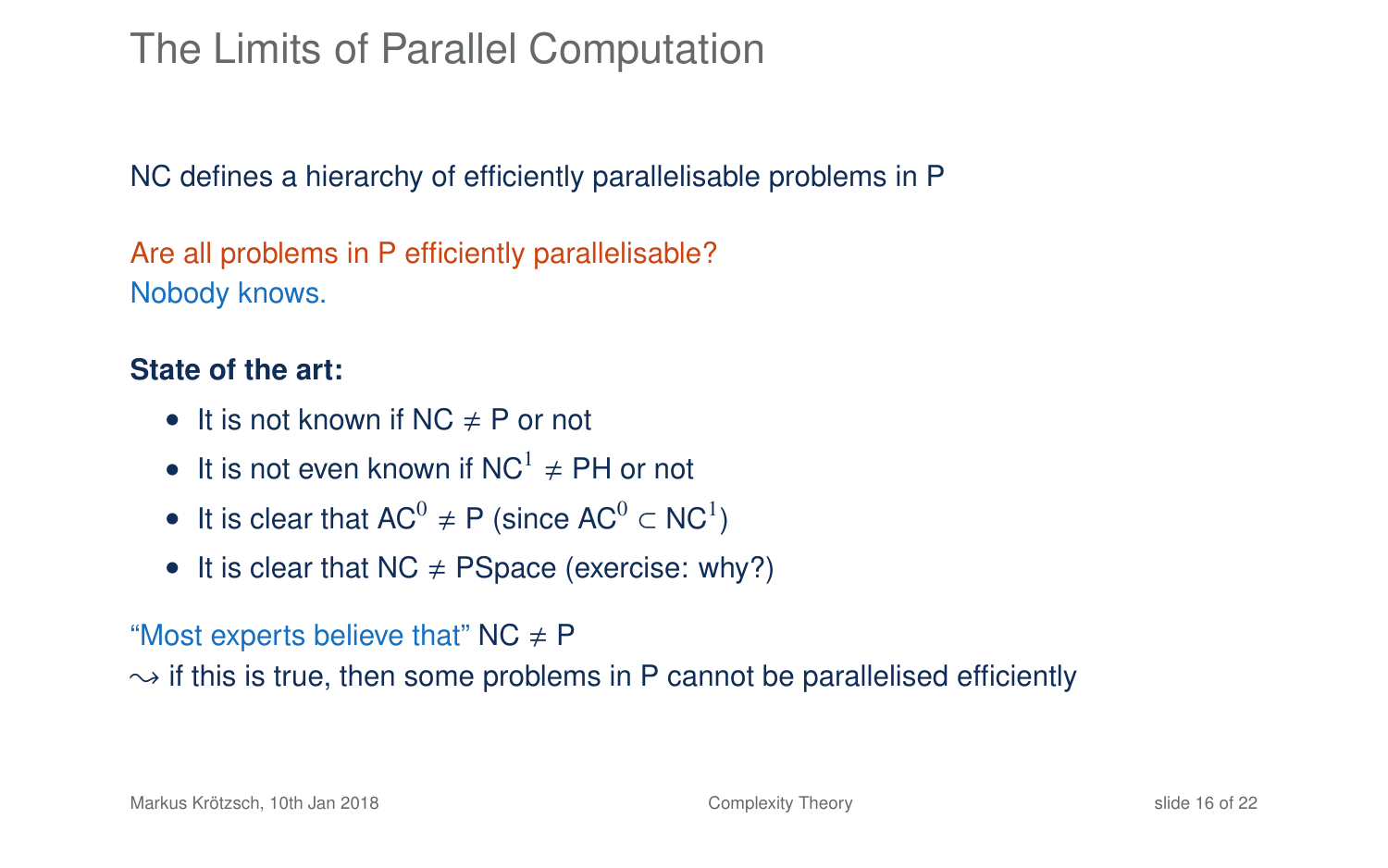# The Limits of Parallel Computation

NC defines a hierarchy of efficiently parallelisable problems in P

Are all problems in P efficiently parallelisable?
Nobody knows.

**State of the art:**

- It is not known if $\mathsf{NC} \neq \mathsf{P}$ or not
- It is not even known if $\mathsf{NC}^1 \neq \mathsf{PH}$ or not
- It is clear that $\mathsf{AC}^0 \neq \mathsf{P}$ (since $\mathsf{AC}^0 \subset \mathsf{NC}^1$)
- It is clear that $\mathsf{NC} \neq \mathsf{PSpace}$ (exercise: why?)

"Most experts believe that" $\mathsf{NC} \neq \mathsf{P}$
$\leadsto$ if this is true, then some problems in P cannot be parallelised efficiently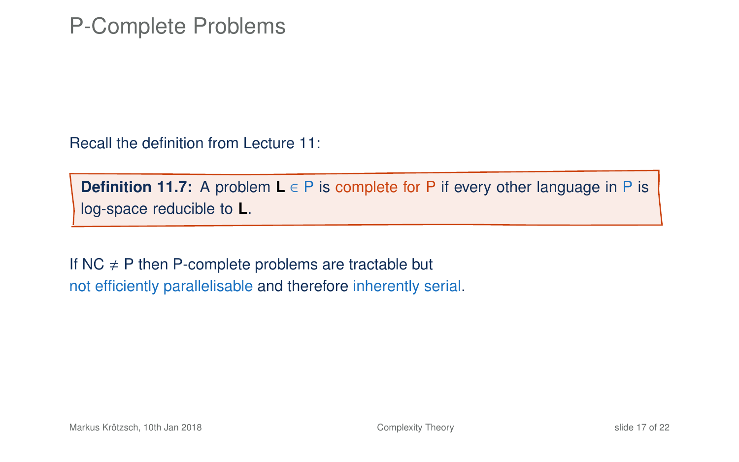# P-Complete Problems

Recall the definition from Lecture 11:

> **Definition 11.7:** A problem **L** $\in$ P is complete for P if every other language in P is log-space reducible to **L**.

If NC $\neq$ P then P-complete problems are tractable but not efficiently parallelisable and therefore inherently serial.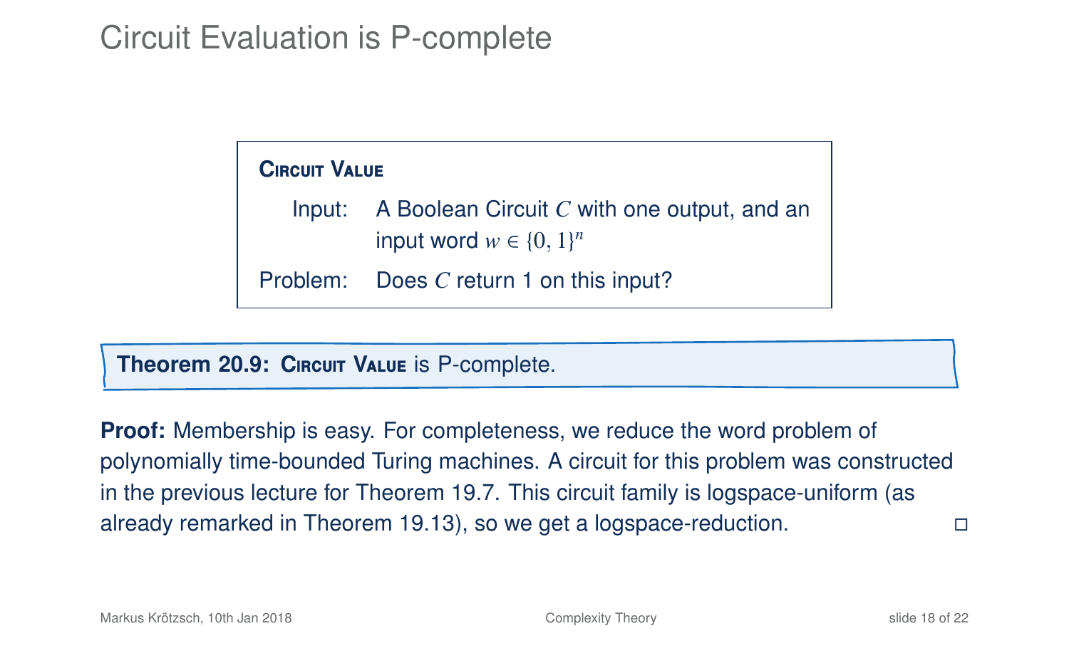# Circuit Evaluation is P-complete

> **CIRCUIT VALUE**
>
> Input: A Boolean Circuit $C$ with one output, and an input word $w \in \{0, 1\}^n$
>
> Problem: Does $C$ return 1 on this input?

**Theorem 20.9: CIRCUIT VALUE** is P-complete.

**Proof:** Membership is easy. For completeness, we reduce the word problem of polynomially time-bounded Turing machines. A circuit for this problem was constructed in the previous lecture for Theorem 19.7. This circuit family is logspace-uniform (as already remarked in Theorem 19.13), so we get a logspace-reduction. □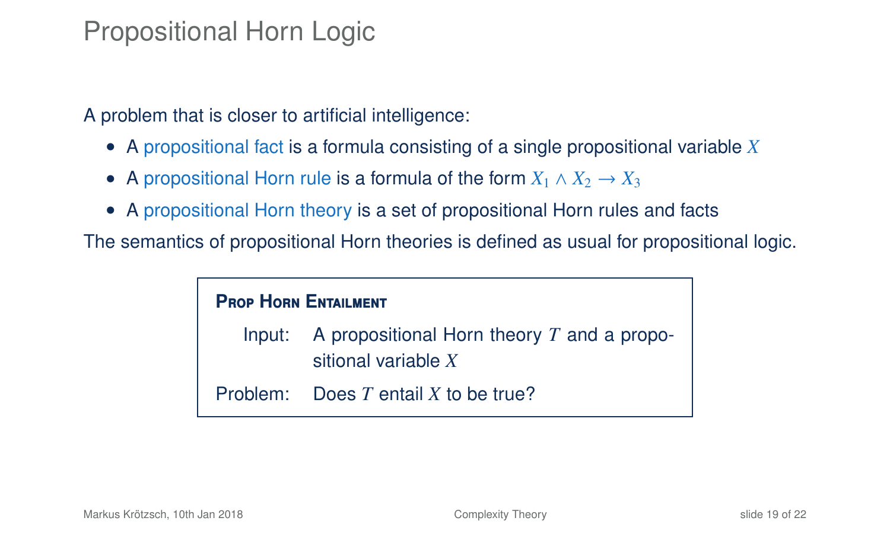# Propositional Horn Logic

A problem that is closer to artificial intelligence:

- A propositional fact is a formula consisting of a single propositional variable $X$
- A propositional Horn rule is a formula of the form $X_1 \wedge X_2 \rightarrow X_3$
- A propositional Horn theory is a set of propositional Horn rules and facts

The semantics of propositional Horn theories is defined as usual for propositional logic.

**Prop Horn Entailment**

Input: A propositional Horn theory $T$ and a propositional variable $X$

Problem: Does $T$ entail $X$ to be true?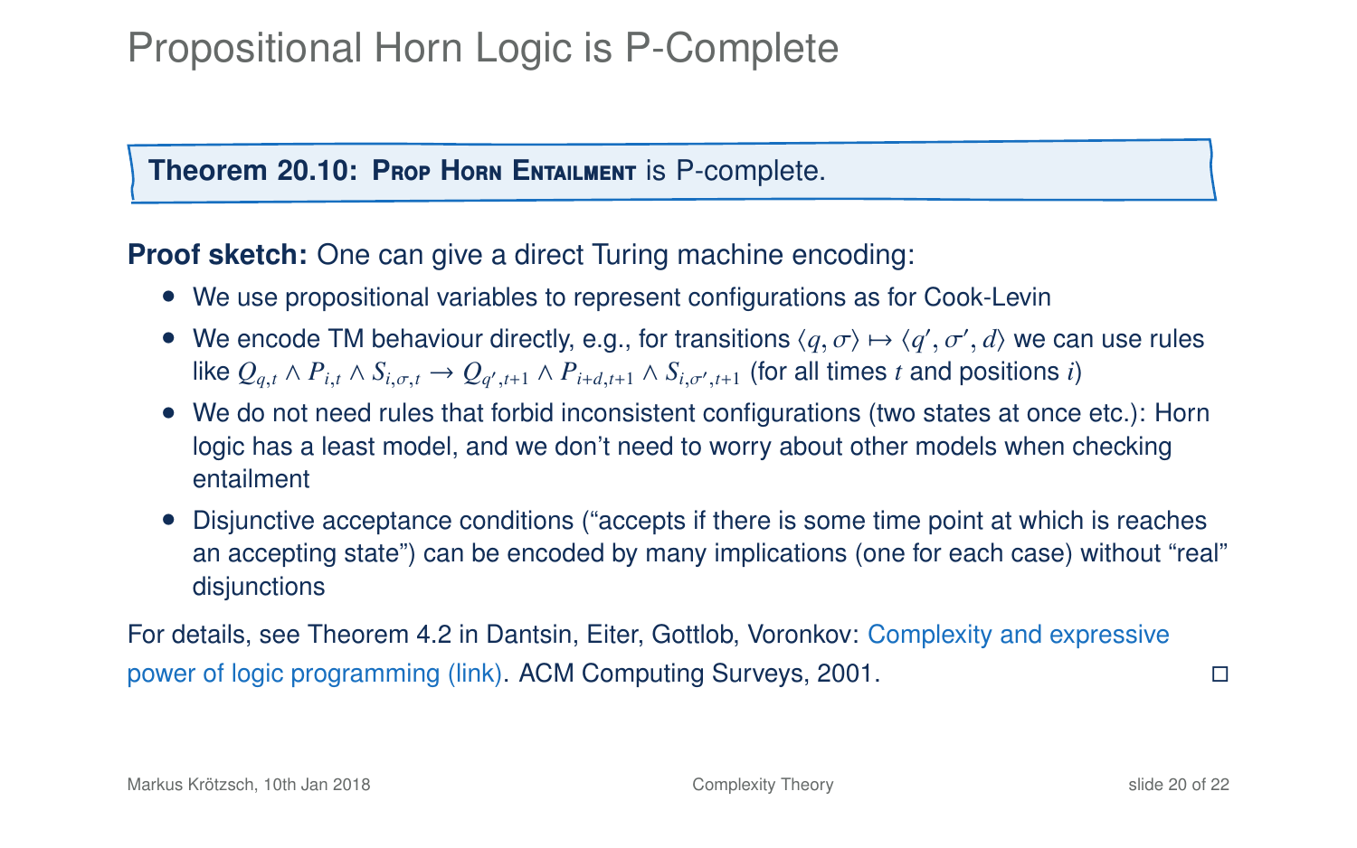# Propositional Horn Logic is P-Complete

**Theorem 20.10: Prop Horn Entailment** is P-complete.

**Proof sketch:** One can give a direct Turing machine encoding:

- We use propositional variables to represent configurations as for Cook-Levin
- We encode TM behaviour directly, e.g., for transitions $\langle q, \sigma \rangle \mapsto \langle q', \sigma', d \rangle$ we can use rules like $Q_{q,t} \wedge P_{i,t} \wedge S_{i,\sigma,t} \rightarrow Q_{q',t+1} \wedge P_{i+d,t+1} \wedge S_{i,\sigma',t+1}$ (for all times $t$ and positions $i$)
- We do not need rules that forbid inconsistent configurations (two states at once etc.): Horn logic has a least model, and we don't need to worry about other models when checking entailment
- Disjunctive acceptance conditions ("accepts if there is some time point at which is reaches an accepting state") can be encoded by many implications (one for each case) without "real" disjunctions

For details, see Theorem 4.2 in Dantsin, Eiter, Gottlob, Voronkov: Complexity and expressive power of logic programming (link). ACM Computing Surveys, 2001. □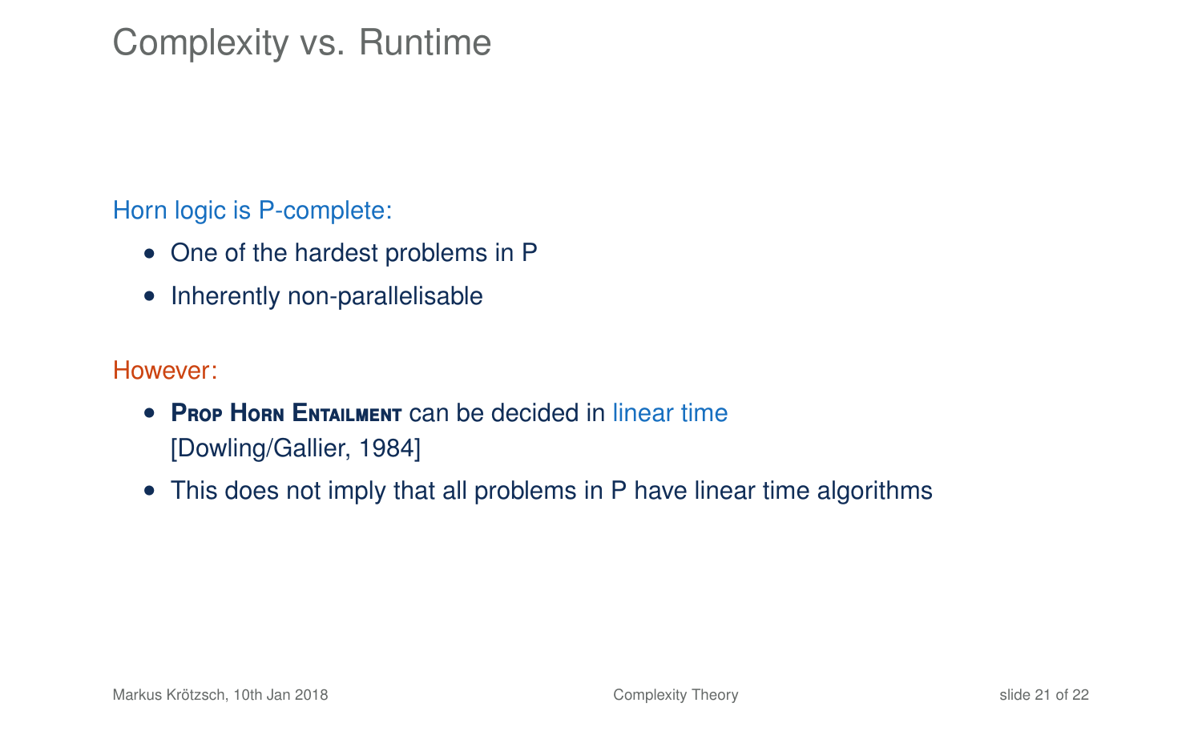# Complexity vs. Runtime

Horn logic is P-complete:

- One of the hardest problems in P
- Inherently non-parallelisable

However:

- **Prop Horn Entailment** can be decided in linear time [Dowling/Gallier, 1984]
- This does not imply that all problems in P have linear time algorithms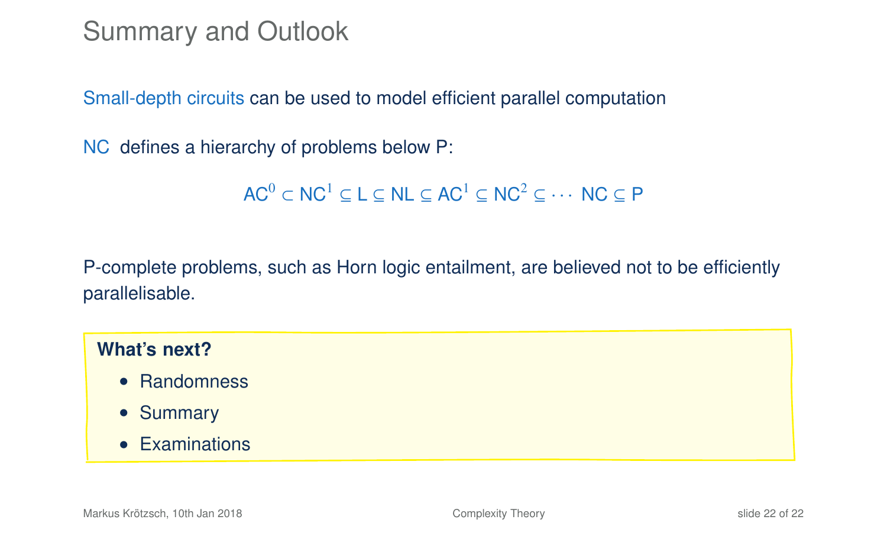# Summary and Outlook

Small-depth circuits can be used to model efficient parallel computation

NC defines a hierarchy of problems below P:

$$\mathsf{AC}^0 \subset \mathsf{NC}^1 \subseteq \mathsf{L} \subseteq \mathsf{NL} \subseteq \mathsf{AC}^1 \subseteq \mathsf{NC}^2 \subseteq \cdots \ \mathsf{NC} \subseteq \mathsf{P}$$

P-complete problems, such as Horn logic entailment, are believed not to be efficiently parallelisable.

**What's next?**

- Randomness
- Summary
- Examinations